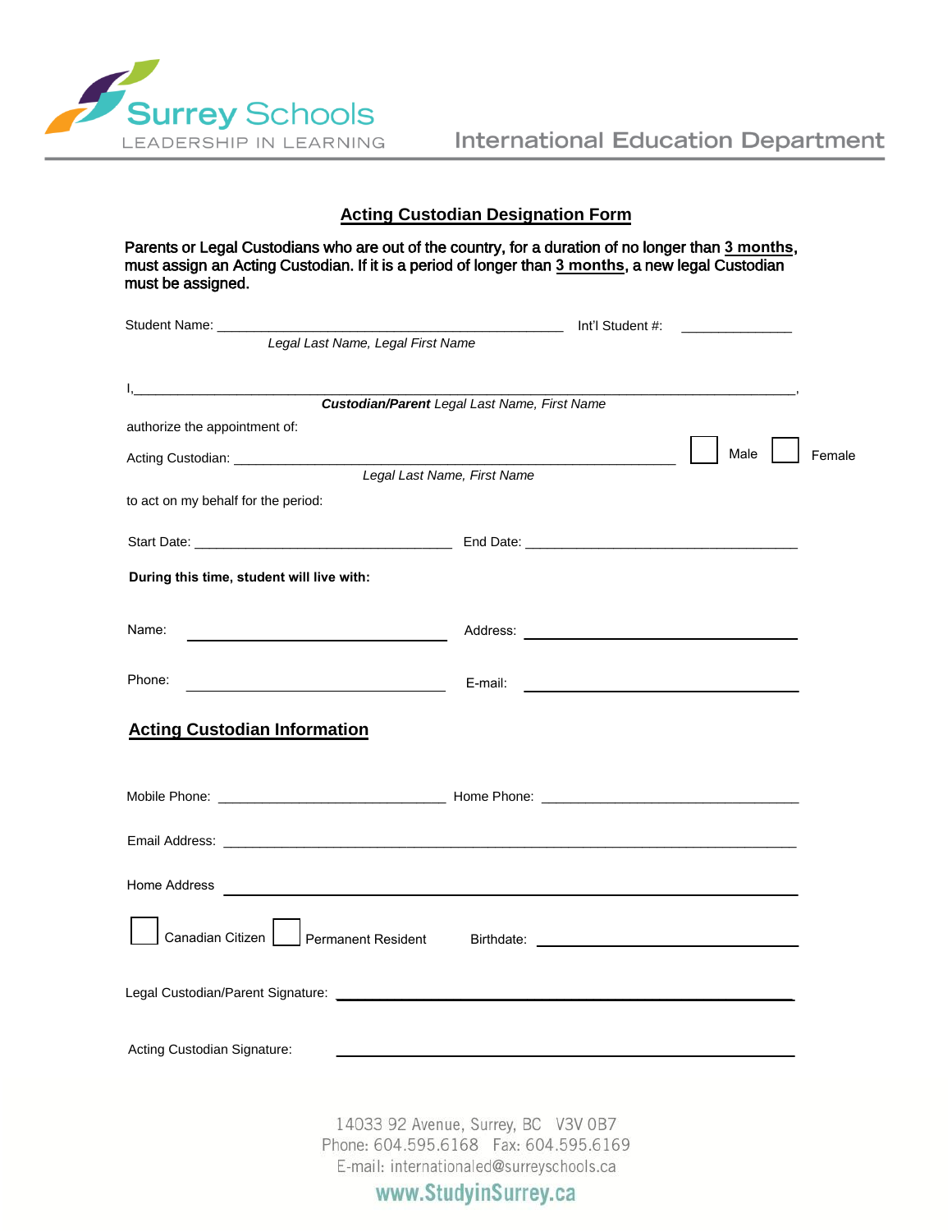Surrey Schools
LEADERSHIP IN LEARNING

International Education Department

## Acting Custodian Designation Form

**Parents or Legal Custodians who are out of the country, for a duration of no longer than 3 months, must assign an Acting Custodian. If it is a period of longer than 3 months, a new legal Custodian must be assigned.**

Student Name: ______________________________________________ Int'l Student #: _______________

*Legal Last Name, Legal First Name*

I,_________________________________________________________________________________________,

***Custodian/Parent** Legal Last Name, First Name*

authorize the appointment of:

Acting Custodian: ____________________________________________________________ ☐ Male ☐ Female

*Legal Last Name, First Name*

to act on my behalf for the period:

Start Date: __________________________________ End Date: ____________________________________

**During this time, student will live with:**

Name: ______________________________ Address: ______________________________

Phone: ______________________________ E-mail: ______________________________

## Acting Custodian Information

Mobile Phone: ______________________________ Home Phone: ______________________________

Email Address: __________________________________________________________________________

Home Address __________________________________________________________________________

☐ Canadian Citizen ☐ Permanent Resident Birthdate: ______________________________

Legal Custodian/Parent Signature: ____________________________________________________

Acting Custodian Signature: ____________________________________________________

14033 92 Avenue, Surrey, BC V3V 0B7
Phone: 604.595.6168 Fax: 604.595.6169
E-mail: internationaled@surreyschools.ca
www.StudyinSurrey.ca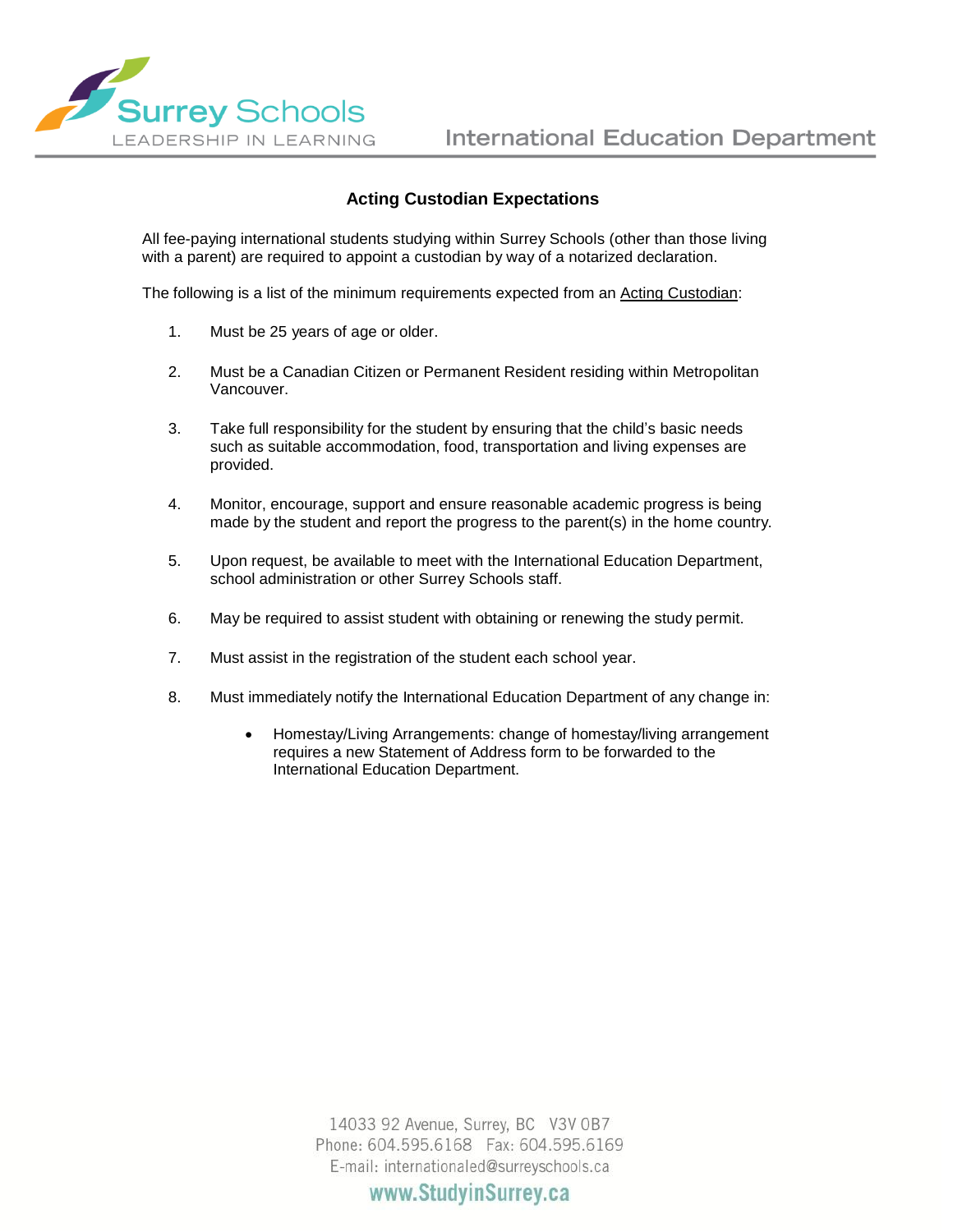## Acting Custodian Expectations

All fee-paying international students studying within Surrey Schools (other than those living with a parent) are required to appoint a custodian by way of a notarized declaration.

The following is a list of the minimum requirements expected from an Acting Custodian:

1. Must be 25 years of age or older.

2. Must be a Canadian Citizen or Permanent Resident residing within Metropolitan Vancouver.

3. Take full responsibility for the student by ensuring that the child's basic needs such as suitable accommodation, food, transportation and living expenses are provided.

4. Monitor, encourage, support and ensure reasonable academic progress is being made by the student and report the progress to the parent(s) in the home country.

5. Upon request, be available to meet with the International Education Department, school administration or other Surrey Schools staff.

6. May be required to assist student with obtaining or renewing the study permit.

7. Must assist in the registration of the student each school year.

8. Must immediately notify the International Education Department of any change in:

   - Homestay/Living Arrangements: change of homestay/living arrangement requires a new Statement of Address form to be forwarded to the International Education Department.